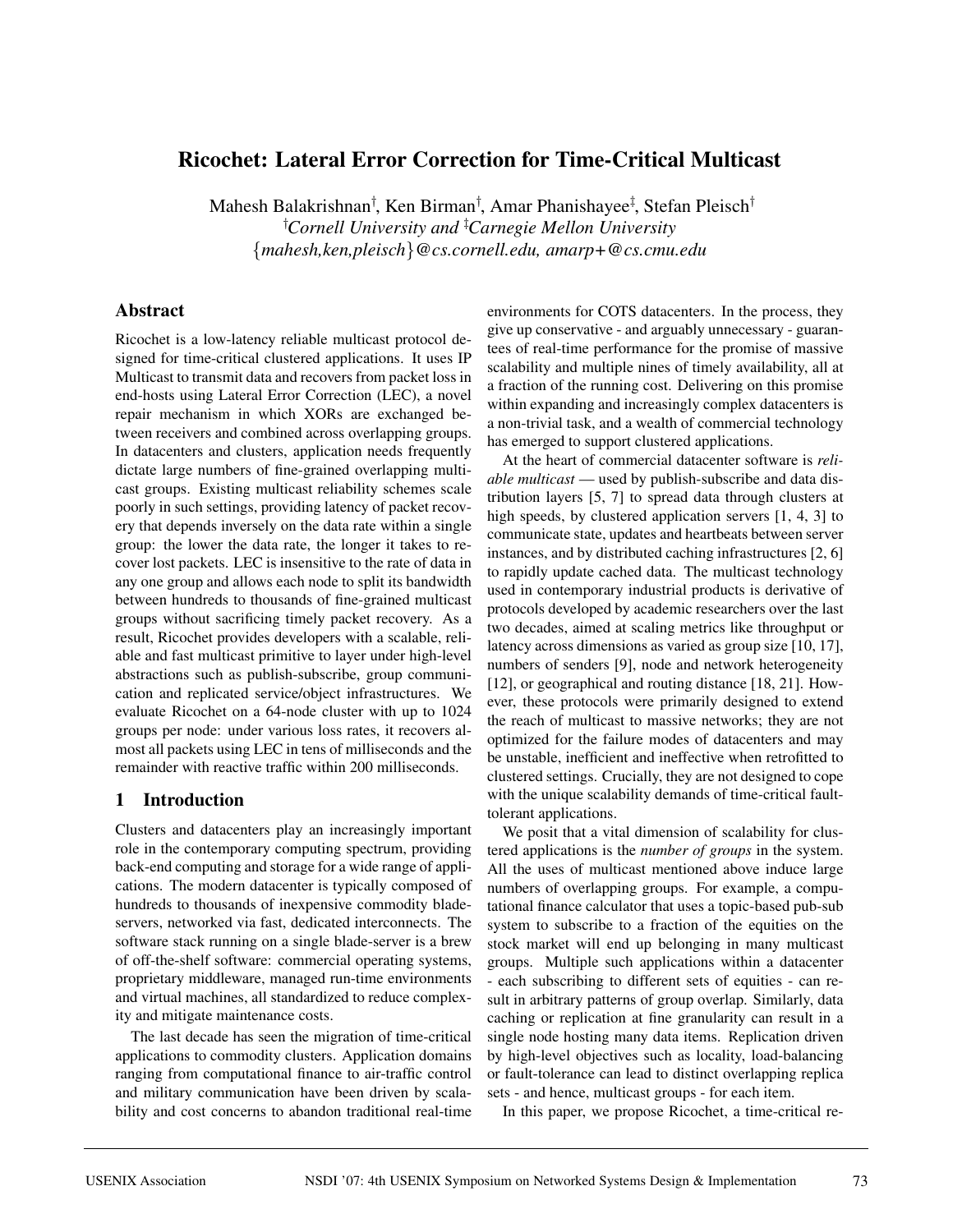# Ricochet: Lateral Error Correction for Time-Critical Multicast

Mahesh Balakrishnan[†], Ken Birman[†], Amar Phanishayee[‡], Stefan Pleisch[†]
[†]*Cornell University and* [‡]*Carnegie Mellon University*
{*mahesh,ken,pleisch*}*@cs.cornell.edu, amarp+@cs.cmu.edu*

## Abstract

Ricochet is a low-latency reliable multicast protocol designed for time-critical clustered applications. It uses IP Multicast to transmit data and recovers from packet loss in end-hosts using Lateral Error Correction (LEC), a novel repair mechanism in which XORs are exchanged between receivers and combined across overlapping groups. In datacenters and clusters, application needs frequently dictate large numbers of fine-grained overlapping multicast groups. Existing multicast reliability schemes scale poorly in such settings, providing latency of packet recovery that depends inversely on the data rate within a single group: the lower the data rate, the longer it takes to recover lost packets. LEC is insensitive to the rate of data in any one group and allows each node to split its bandwidth between hundreds to thousands of fine-grained multicast groups without sacrificing timely packet recovery. As a result, Ricochet provides developers with a scalable, reliable and fast multicast primitive to layer under high-level abstractions such as publish-subscribe, group communication and replicated service/object infrastructures. We evaluate Ricochet on a 64-node cluster with up to 1024 groups per node: under various loss rates, it recovers almost all packets using LEC in tens of milliseconds and the remainder with reactive traffic within 200 milliseconds.

## 1 Introduction

Clusters and datacenters play an increasingly important role in the contemporary computing spectrum, providing back-end computing and storage for a wide range of applications. The modern datacenter is typically composed of hundreds to thousands of inexpensive commodity blade-servers, networked via fast, dedicated interconnects. The software stack running on a single blade-server is a brew of off-the-shelf software: commercial operating systems, proprietary middleware, managed run-time environments and virtual machines, all standardized to reduce complexity and mitigate maintenance costs.

The last decade has seen the migration of time-critical applications to commodity clusters. Application domains ranging from computational finance to air-traffic control and military communication have been driven by scalability and cost concerns to abandon traditional real-time environments for COTS datacenters. In the process, they give up conservative - and arguably unnecessary - guarantees of real-time performance for the promise of massive scalability and multiple nines of timely availability, all at a fraction of the running cost. Delivering on this promise within expanding and increasingly complex datacenters is a non-trivial task, and a wealth of commercial technology has emerged to support clustered applications.

At the heart of commercial datacenter software is *reliable multicast* — used by publish-subscribe and data distribution layers [5, 7] to spread data through clusters at high speeds, by clustered application servers [1, 4, 3] to communicate state, updates and heartbeats between server instances, and by distributed caching infrastructures [2, 6] to rapidly update cached data. The multicast technology used in contemporary industrial products is derivative of protocols developed by academic researchers over the last two decades, aimed at scaling metrics like throughput or latency across dimensions as varied as group size [10, 17], numbers of senders [9], node and network heterogeneity [12], or geographical and routing distance [18, 21]. However, these protocols were primarily designed to extend the reach of multicast to massive networks; they are not optimized for the failure modes of datacenters and may be unstable, inefficient and ineffective when retrofitted to clustered settings. Crucially, they are not designed to cope with the unique scalability demands of time-critical fault-tolerant applications.

We posit that a vital dimension of scalability for clustered applications is the *number of groups* in the system. All the uses of multicast mentioned above induce large numbers of overlapping groups. For example, a computational finance calculator that uses a topic-based pub-sub system to subscribe to a fraction of the equities on the stock market will end up belonging in many multicast groups. Multiple such applications within a datacenter - each subscribing to different sets of equities - can result in arbitrary patterns of group overlap. Similarly, data caching or replication at fine granularity can result in a single node hosting many data items. Replication driven by high-level objectives such as locality, load-balancing or fault-tolerance can lead to distinct overlapping replica sets - and hence, multicast groups - for each item.

In this paper, we propose Ricochet, a time-critical re-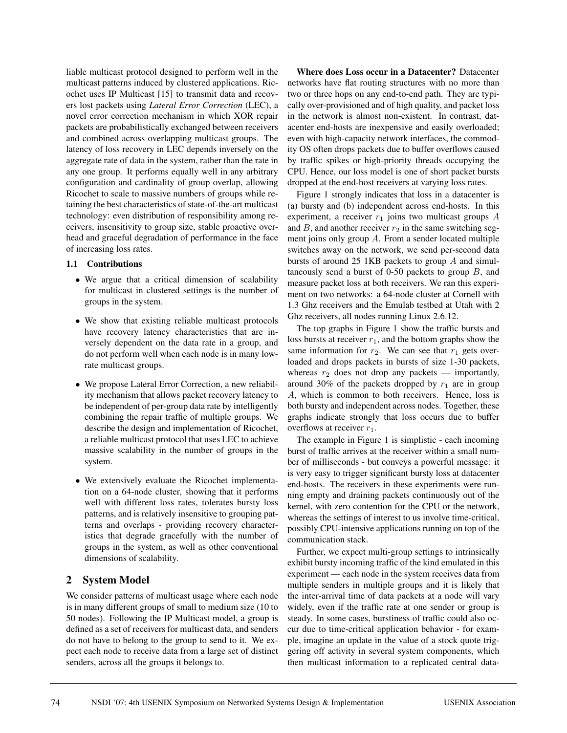liable multicast protocol designed to perform well in the multicast patterns induced by clustered applications. Ricochet uses IP Multicast [15] to transmit data and recovers lost packets using *Lateral Error Correction* (LEC), a novel error correction mechanism in which XOR repair packets are probabilistically exchanged between receivers and combined across overlapping multicast groups. The latency of loss recovery in LEC depends inversely on the aggregate rate of data in the system, rather than the rate in any one group. It performs equally well in any arbitrary configuration and cardinality of group overlap, allowing Ricochet to scale to massive numbers of groups while retaining the best characteristics of state-of-the-art multicast technology: even distribution of responsibility among receivers, insensitivity to group size, stable proactive overhead and graceful degradation of performance in the face of increasing loss rates.

### 1.1 Contributions

- We argue that a critical dimension of scalability for multicast in clustered settings is the number of groups in the system.
- We show that existing reliable multicast protocols have recovery latency characteristics that are inversely dependent on the data rate in a group, and do not perform well when each node is in many low-rate multicast groups.
- We propose Lateral Error Correction, a new reliability mechanism that allows packet recovery latency to be independent of per-group data rate by intelligently combining the repair traffic of multiple groups. We describe the design and implementation of Ricochet, a reliable multicast protocol that uses LEC to achieve massive scalability in the number of groups in the system.
- We extensively evaluate the Ricochet implementation on a 64-node cluster, showing that it performs well with different loss rates, tolerates bursty loss patterns, and is relatively insensitive to grouping patterns and overlaps - providing recovery characteristics that degrade gracefully with the number of groups in the system, as well as other conventional dimensions of scalability.

## 2 System Model

We consider patterns of multicast usage where each node is in many different groups of small to medium size (10 to 50 nodes). Following the IP Multicast model, a group is defined as a set of receivers for multicast data, and senders do not have to belong to the group to send to it. We expect each node to receive data from a large set of distinct senders, across all the groups it belongs to.

**Where does Loss occur in a Datacenter?** Datacenter networks have flat routing structures with no more than two or three hops on any end-to-end path. They are typically over-provisioned and of high quality, and packet loss in the network is almost non-existent. In contrast, datacenter end-hosts are inexpensive and easily overloaded; even with high-capacity network interfaces, the commodity OS often drops packets due to buffer overflows caused by traffic spikes or high-priority threads occupying the CPU. Hence, our loss model is one of short packet bursts dropped at the end-host receivers at varying loss rates.

Figure 1 strongly indicates that loss in a datacenter is (a) bursty and (b) independent across end-hosts. In this experiment, a receiver $r_1$ joins two multicast groups $A$ and $B$, and another receiver $r_2$ in the same switching segment joins only group $A$. From a sender located multiple switches away on the network, we send per-second data bursts of around 25 1KB packets to group $A$ and simultaneously send a burst of 0-50 packets to group $B$, and measure packet loss at both receivers. We ran this experiment on two networks: a 64-node cluster at Cornell with 1.3 Ghz receivers and the Emulab testbed at Utah with 2 Ghz receivers, all nodes running Linux 2.6.12.

The top graphs in Figure 1 show the traffic bursts and loss bursts at receiver $r_1$, and the bottom graphs show the same information for $r_2$. We can see that $r_1$ gets overloaded and drops packets in bursts of size 1-30 packets, whereas $r_2$ does not drop any packets — importantly, around 30% of the packets dropped by $r_1$ are in group $A$, which is common to both receivers. Hence, loss is both bursty and independent across nodes. Together, these graphs indicate strongly that loss occurs due to buffer overflows at receiver $r_1$.

The example in Figure 1 is simplistic - each incoming burst of traffic arrives at the receiver within a small number of milliseconds - but conveys a powerful message: it is very easy to trigger significant bursty loss at datacenter end-hosts. The receivers in these experiments were running empty and draining packets continuously out of the kernel, with zero contention for the CPU or the network, whereas the settings of interest to us involve time-critical, possibly CPU-intensive applications running on top of the communication stack.

Further, we expect multi-group settings to intrinsically exhibit bursty incoming traffic of the kind emulated in this experiment — each node in the system receives data from multiple senders in multiple groups and it is likely that the inter-arrival time of data packets at a node will vary widely, even if the traffic rate at one sender or group is steady. In some cases, burstiness of traffic could also occur due to time-critical application behavior - for example, imagine an update in the value of a stock quote triggering off activity in several system components, which then multicast information to a replicated central data-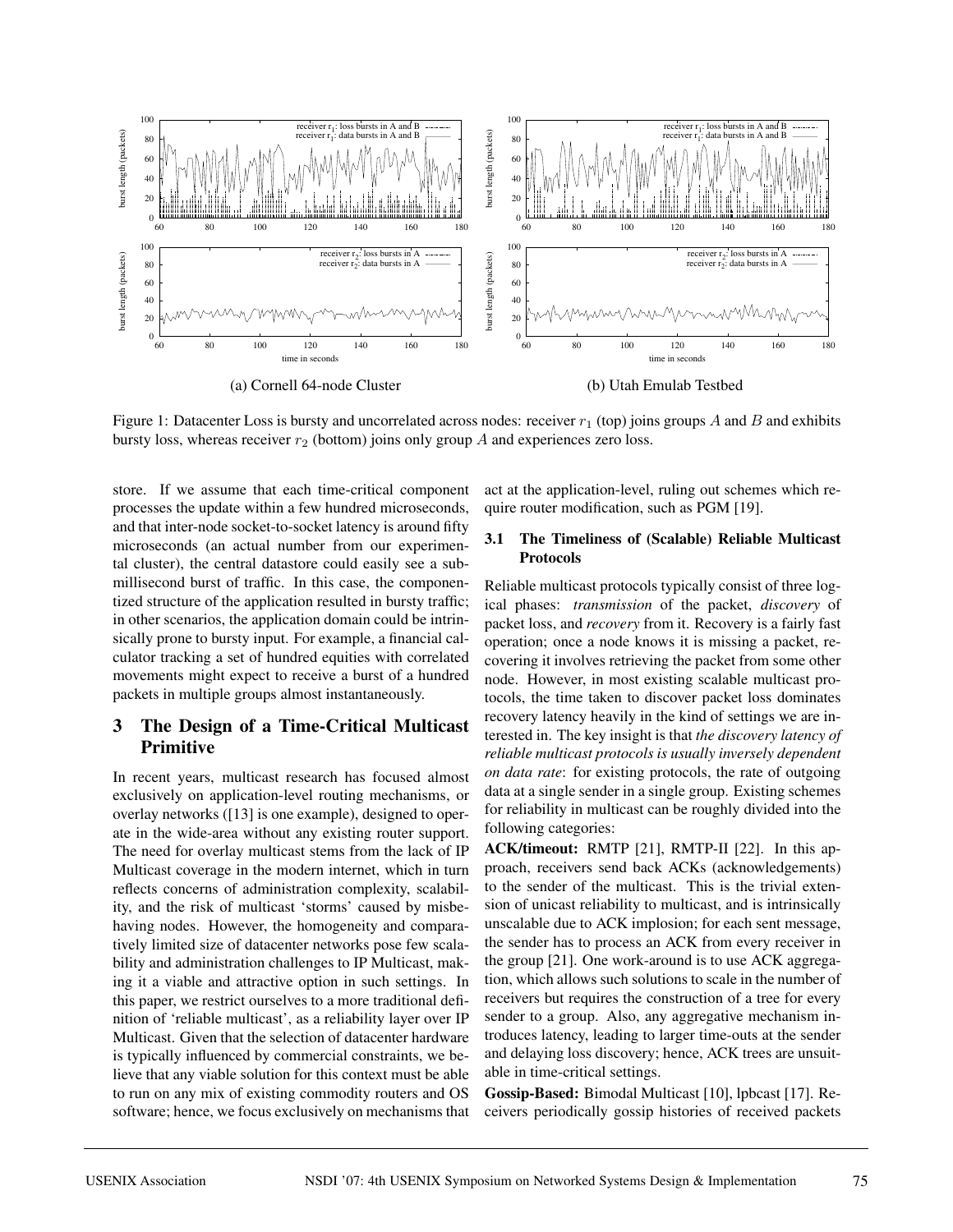(a) Cornell 64-node Cluster

(b) Utah Emulab Testbed

Figure 1: Datacenter Loss is bursty and uncorrelated across nodes: receiver $r_1$ (top) joins groups $A$ and $B$ and exhibits bursty loss, whereas receiver $r_2$ (bottom) joins only group $A$ and experiences zero loss.

store. If we assume that each time-critical component processes the update within a few hundred microseconds, and that inter-node socket-to-socket latency is around fifty microseconds (an actual number from our experimental cluster), the central datastore could easily see a sub-millisecond burst of traffic. In this case, the componentized structure of the application resulted in bursty traffic; in other scenarios, the application domain could be intrinsically prone to bursty input. For example, a financial calculator tracking a set of hundred equities with correlated movements might expect to receive a burst of a hundred packets in multiple groups almost instantaneously.

## 3 The Design of a Time-Critical Multicast Primitive

In recent years, multicast research has focused almost exclusively on application-level routing mechanisms, or overlay networks ([13] is one example), designed to operate in the wide-area without any existing router support. The need for overlay multicast stems from the lack of IP Multicast coverage in the modern internet, which in turn reflects concerns of administration complexity, scalability, and the risk of multicast 'storms' caused by misbehaving nodes. However, the homogeneity and comparatively limited size of datacenter networks pose few scalability and administration challenges to IP Multicast, making it a viable and attractive option in such settings. In this paper, we restrict ourselves to a more traditional definition of 'reliable multicast', as a reliability layer over IP Multicast. Given that the selection of datacenter hardware is typically influenced by commercial constraints, we believe that any viable solution for this context must be able to run on any mix of existing commodity routers and OS software; hence, we focus exclusively on mechanisms that act at the application-level, ruling out schemes which require router modification, such as PGM [19].

### 3.1 The Timeliness of (Scalable) Reliable Multicast Protocols

Reliable multicast protocols typically consist of three logical phases: *transmission* of the packet, *discovery* of packet loss, and *recovery* from it. Recovery is a fairly fast operation; once a node knows it is missing a packet, recovering it involves retrieving the packet from some other node. However, in most existing scalable multicast protocols, the time taken to discover packet loss dominates recovery latency heavily in the kind of settings we are interested in. The key insight is that *the discovery latency of reliable multicast protocols is usually inversely dependent on data rate*: for existing protocols, the rate of outgoing data at a single sender in a single group. Existing schemes for reliability in multicast can be roughly divided into the following categories:

**ACK/timeout:** RMTP [21], RMTP-II [22]. In this approach, receivers send back ACKs (acknowledgements) to the sender of the multicast. This is the trivial extension of unicast reliability to multicast, and is intrinsically unscalable due to ACK implosion; for each sent message, the sender has to process an ACK from every receiver in the group [21]. One work-around is to use ACK aggregation, which allows such solutions to scale in the number of receivers but requires the construction of a tree for every sender to a group. Also, any aggregative mechanism introduces latency, leading to larger time-outs at the sender and delaying loss discovery; hence, ACK trees are unsuitable in time-critical settings.

**Gossip-Based:** Bimodal Multicast [10], lpbcast [17]. Receivers periodically gossip histories of received packets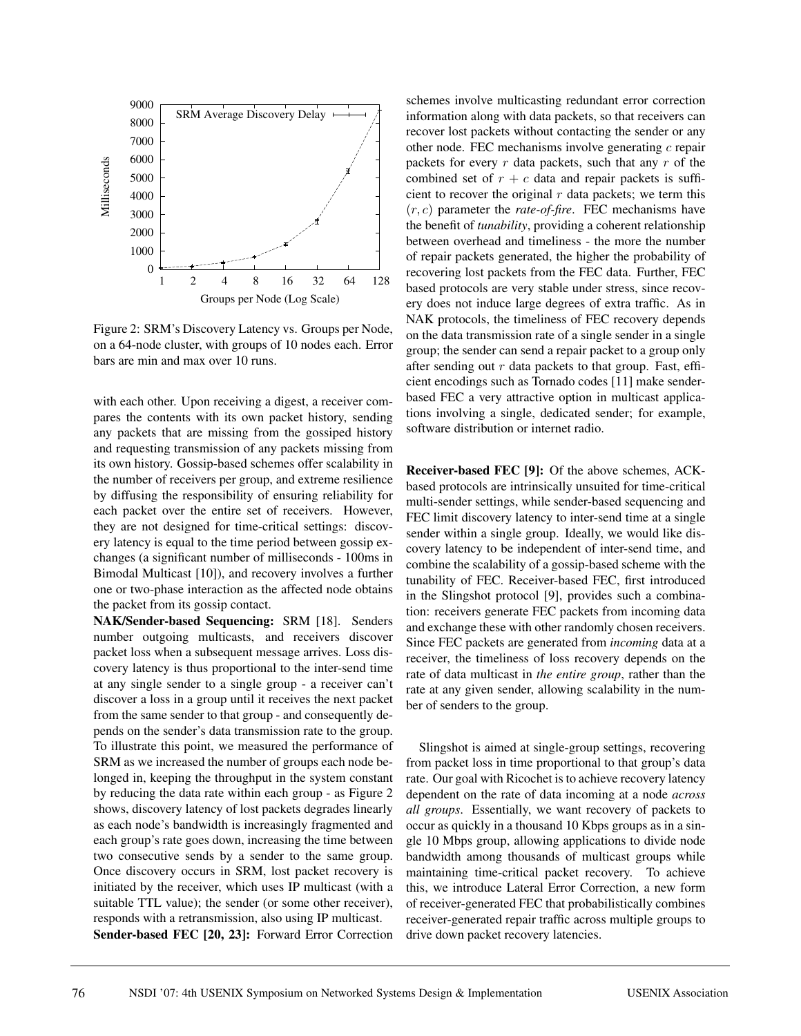Figure 2: SRM's Discovery Latency vs. Groups per Node, on a 64-node cluster, with groups of 10 nodes each. Error bars are min and max over 10 runs.

with each other. Upon receiving a digest, a receiver compares the contents with its own packet history, sending any packets that are missing from the gossiped history and requesting transmission of any packets missing from its own history. Gossip-based schemes offer scalability in the number of receivers per group, and extreme resilience by diffusing the responsibility of ensuring reliability for each packet over the entire set of receivers. However, they are not designed for time-critical settings: discovery latency is equal to the time period between gossip exchanges (a significant number of milliseconds - 100ms in Bimodal Multicast [10]), and recovery involves a further one or two-phase interaction as the affected node obtains the packet from its gossip contact.

**NAK/Sender-based Sequencing:** SRM [18]. Senders number outgoing multicasts, and receivers discover packet loss when a subsequent message arrives. Loss discovery latency is thus proportional to the inter-send time at any single sender to a single group - a receiver can't discover a loss in a group until it receives the next packet from the same sender to that group - and consequently depends on the sender's data transmission rate to the group. To illustrate this point, we measured the performance of SRM as we increased the number of groups each node belonged in, keeping the throughput in the system constant by reducing the data rate within each group - as Figure 2 shows, discovery latency of lost packets degrades linearly as each node's bandwidth is increasingly fragmented and each group's rate goes down, increasing the time between two consecutive sends by a sender to the same group. Once discovery occurs in SRM, lost packet recovery is initiated by the receiver, which uses IP multicast (with a suitable TTL value); the sender (or some other receiver), responds with a retransmission, also using IP multicast.

**Sender-based FEC [20, 23]:** Forward Error Correction schemes involve multicasting redundant error correction information along with data packets, so that receivers can recover lost packets without contacting the sender or any other node. FEC mechanisms involve generating $c$ repair packets for every $r$ data packets, such that any $r$ of the combined set of $r + c$ data and repair packets is sufficient to recover the original $r$ data packets; we term this $(r, c)$ parameter the *rate-of-fire*. FEC mechanisms have the benefit of *tunability*, providing a coherent relationship between overhead and timeliness - the more the number of repair packets generated, the higher the probability of recovering lost packets from the FEC data. Further, FEC based protocols are very stable under stress, since recovery does not induce large degrees of extra traffic. As in NAK protocols, the timeliness of FEC recovery depends on the data transmission rate of a single sender in a single group; the sender can send a repair packet to a group only after sending out $r$ data packets to that group. Fast, efficient encodings such as Tornado codes [11] make sender-based FEC a very attractive option in multicast applications involving a single, dedicated sender; for example, software distribution or internet radio.

**Receiver-based FEC [9]:** Of the above schemes, ACK-based protocols are intrinsically unsuited for time-critical multi-sender settings, while sender-based sequencing and FEC limit discovery latency to inter-send time at a single sender within a single group. Ideally, we would like discovery latency to be independent of inter-send time, and combine the scalability of a gossip-based scheme with the tunability of FEC. Receiver-based FEC, first introduced in the Slingshot protocol [9], provides such a combination: receivers generate FEC packets from incoming data and exchange these with other randomly chosen receivers. Since FEC packets are generated from *incoming* data at a receiver, the timeliness of loss recovery depends on the rate of data multicast in *the entire group*, rather than the rate at any given sender, allowing scalability in the number of senders to the group.

Slingshot is aimed at single-group settings, recovering from packet loss in time proportional to that group's data rate. Our goal with Ricochet is to achieve recovery latency dependent on the rate of data incoming at a node *across all groups*. Essentially, we want recovery of packets to occur as quickly in a thousand 10 Kbps groups as in a single 10 Mbps group, allowing applications to divide node bandwidth among thousands of multicast groups while maintaining time-critical packet recovery. To achieve this, we introduce Lateral Error Correction, a new form of receiver-generated FEC that probabilistically combines receiver-generated repair traffic across multiple groups to drive down packet recovery latencies.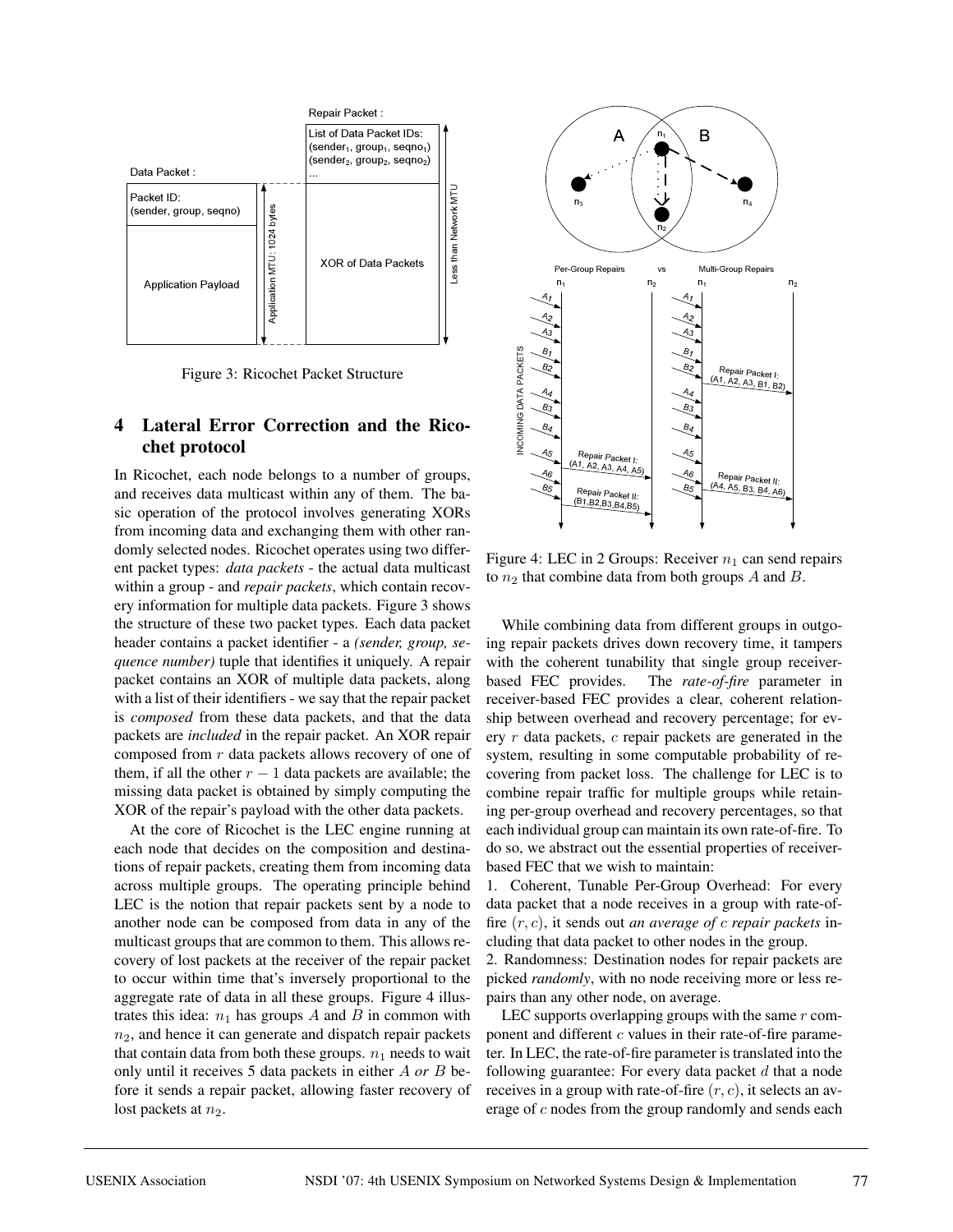Figure 3: Ricochet Packet Structure

## 4 Lateral Error Correction and the Ricochet protocol

In Ricochet, each node belongs to a number of groups, and receives data multicast within any of them. The basic operation of the protocol involves generating XORs from incoming data and exchanging them with other randomly selected nodes. Ricochet operates using two different packet types: *data packets* - the actual data multicast within a group - and *repair packets*, which contain recovery information for multiple data packets. Figure 3 shows the structure of these two packet types. Each data packet header contains a packet identifier - a *(sender, group, sequence number)* tuple that identifies it uniquely. A repair packet contains an XOR of multiple data packets, along with a list of their identifiers - we say that the repair packet is *composed* from these data packets, and that the data packets are *included* in the repair packet. An XOR repair composed from $r$ data packets allows recovery of one of them, if all the other $r-1$ data packets are available; the missing data packet is obtained by simply computing the XOR of the repair's payload with the other data packets.

At the core of Ricochet is the LEC engine running at each node that decides on the composition and destinations of repair packets, creating them from incoming data across multiple groups. The operating principle behind LEC is the notion that repair packets sent by a node to another node can be composed from data in any of the multicast groups that are common to them. This allows recovery of lost packets at the receiver of the repair packet to occur within time that's inversely proportional to the aggregate rate of data in all these groups. Figure 4 illustrates this idea: $n_1$ has groups $A$ and $B$ in common with $n_2$, and hence it can generate and dispatch repair packets that contain data from both these groups. $n_1$ needs to wait only until it receives 5 data packets in either $A$ *or* $B$ before it sends a repair packet, allowing faster recovery of lost packets at $n_2$.

Figure 4: LEC in 2 Groups: Receiver $n_1$ can send repairs to $n_2$ that combine data from both groups $A$ and $B$.

While combining data from different groups in outgoing repair packets drives down recovery time, it tampers with the coherent tunability that single group receiver-based FEC provides. The *rate-of-fire* parameter in receiver-based FEC provides a clear, coherent relationship between overhead and recovery percentage; for every $r$ data packets, $c$ repair packets are generated in the system, resulting in some computable probability of recovering from packet loss. The challenge for LEC is to combine repair traffic for multiple groups while retaining per-group overhead and recovery percentages, so that each individual group can maintain its own rate-of-fire. To do so, we abstract out the essential properties of receiver-based FEC that we wish to maintain:

1. Coherent, Tunable Per-Group Overhead: For every data packet that a node receives in a group with rate-of-fire $(r, c)$, it sends out *an average of* $c$ *repair packets* including that data packet to other nodes in the group.
2. Randomness: Destination nodes for repair packets are picked *randomly*, with no node receiving more or less repairs than any other node, on average.

LEC supports overlapping groups with the same $r$ component and different $c$ values in their rate-of-fire parameter. In LEC, the rate-of-fire parameter is translated into the following guarantee: For every data packet $d$ that a node receives in a group with rate-of-fire $(r, c)$, it selects an average of $c$ nodes from the group randomly and sends each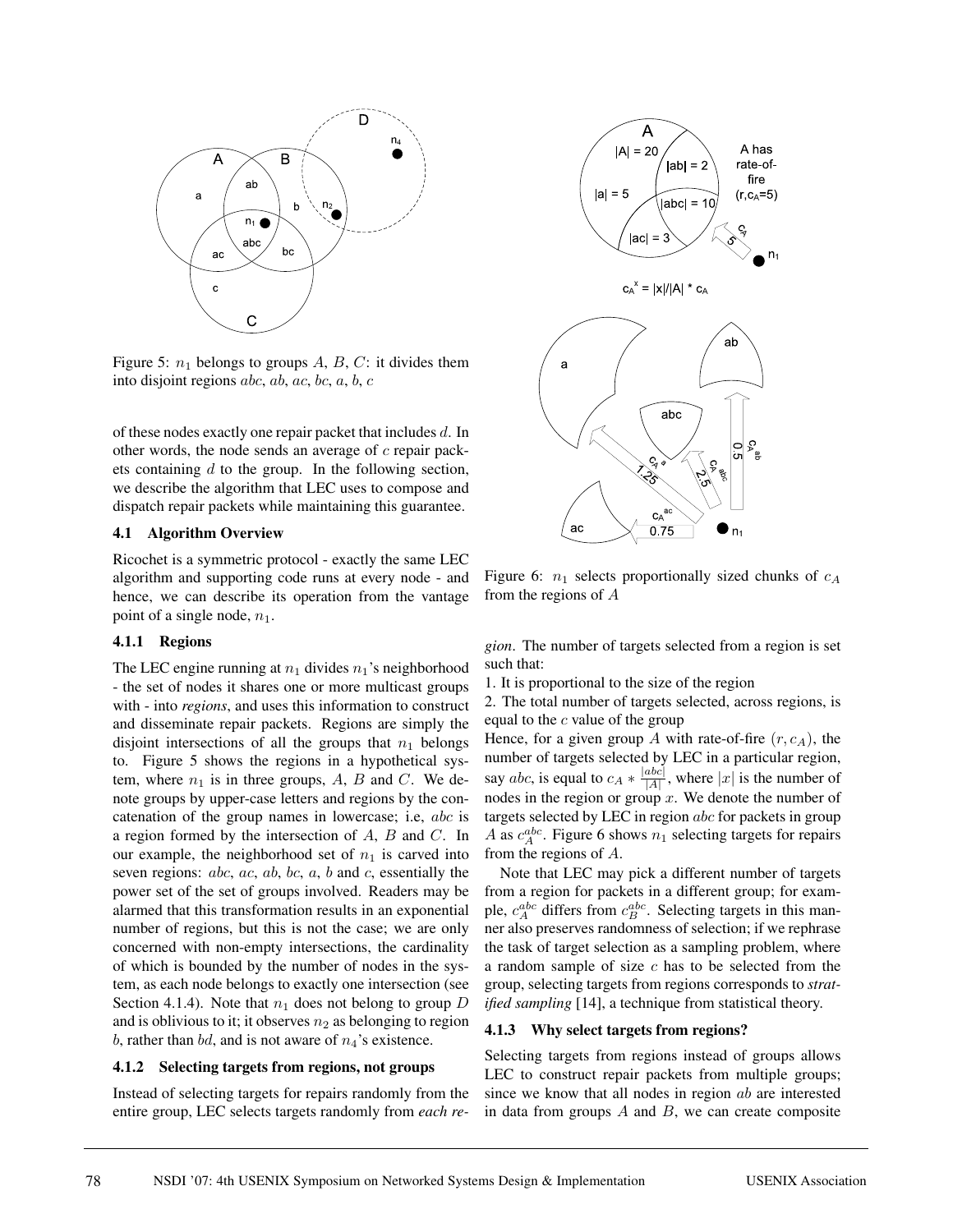Figure 5: $n_1$ belongs to groups $A$, $B$, $C$: it divides them into disjoint regions $abc$, $ab$, $ac$, $bc$, $a$, $b$, $c$

of these nodes exactly one repair packet that includes $d$. In other words, the node sends an average of $c$ repair packets containing $d$ to the group. In the following section, we describe the algorithm that LEC uses to compose and dispatch repair packets while maintaining this guarantee.

### 4.1 Algorithm Overview

Ricochet is a symmetric protocol - exactly the same LEC algorithm and supporting code runs at every node - and hence, we can describe its operation from the vantage point of a single node, $n_1$.

#### 4.1.1 Regions

The LEC engine running at $n_1$ divides $n_1$'s neighborhood - the set of nodes it shares one or more multicast groups with - into *regions*, and uses this information to construct and disseminate repair packets. Regions are simply the disjoint intersections of all the groups that $n_1$ belongs to. Figure 5 shows the regions in a hypothetical system, where $n_1$ is in three groups, $A$, $B$ and $C$. We denote groups by upper-case letters and regions by the concatenation of the group names in lowercase; i.e, $abc$ is a region formed by the intersection of $A$, $B$ and $C$. In our example, the neighborhood set of $n_1$ is carved into seven regions: $abc$, $ac$, $ab$, $bc$, $a$, $b$ and $c$, essentially the power set of the set of groups involved. Readers may be alarmed that this transformation results in an exponential number of regions, but this is not the case; we are only concerned with non-empty intersections, the cardinality of which is bounded by the number of nodes in the system, as each node belongs to exactly one intersection (see Section 4.1.4). Note that $n_1$ does not belong to group $D$ and is oblivious to it; it observes $n_2$ as belonging to region $b$, rather than $bd$, and is not aware of $n_4$'s existence.

#### 4.1.2 Selecting targets from regions, not groups

Instead of selecting targets for repairs randomly from the entire group, LEC selects targets randomly from *each region*. The number of targets selected from a region is set such that:

1. It is proportional to the size of the region
2. The total number of targets selected, across regions, is equal to the $c$ value of the group

Hence, for a given group $A$ with rate-of-fire $(r, c_A)$, the number of targets selected by LEC in a particular region, say $abc$, is equal to $c_A * \frac{|abc|}{|A|}$, where $|x|$ is the number of nodes in the region or group $x$. We denote the number of targets selected by LEC in region $abc$ for packets in group $A$ as $c_A^{abc}$. Figure 6 shows $n_1$ selecting targets for repairs from the regions of $A$.

Figure 6: $n_1$ selects proportionally sized chunks of $c_A$ from the regions of $A$

Note that LEC may pick a different number of targets from a region for packets in a different group; for example, $c_A^{abc}$ differs from $c_B^{abc}$. Selecting targets in this manner also preserves randomness of selection; if we rephrase the task of target selection as a sampling problem, where a random sample of size $c$ has to be selected from the group, selecting targets from regions corresponds to *stratified sampling* [14], a technique from statistical theory.

#### 4.1.3 Why select targets from regions?

Selecting targets from regions instead of groups allows LEC to construct repair packets from multiple groups; since we know that all nodes in region $ab$ are interested in data from groups $A$ and $B$, we can create composite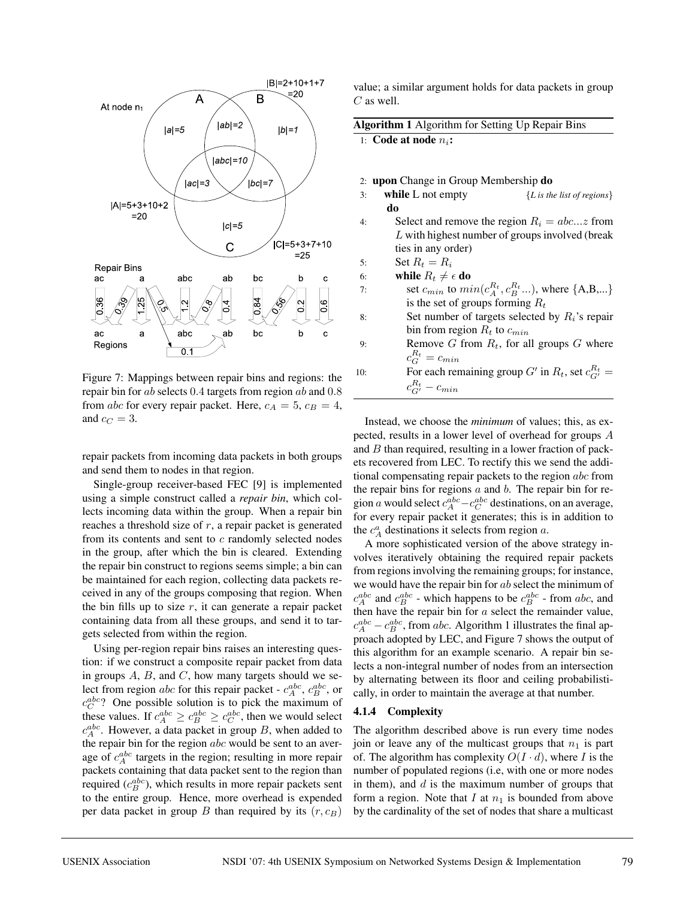Figure 7: Mappings between repair bins and regions: the repair bin for $ab$ selects $0.4$ targets from region $ab$ and $0.8$ from $abc$ for every repair packet. Here, $c_A = 5$, $c_B = 4$, and $c_C = 3$.

repair packets from incoming data packets in both groups and send them to nodes in that region.

Single-group receiver-based FEC [9] is implemented using a simple construct called a *repair bin*, which collects incoming data within the group. When a repair bin reaches a threshold size of $r$, a repair packet is generated from its contents and sent to $c$ randomly selected nodes in the group, after which the bin is cleared. Extending the repair bin construct to regions seems simple; a bin can be maintained for each region, collecting data packets received in any of the groups composing that region. When the bin fills up to size $r$, it can generate a repair packet containing data from all these groups, and send it to targets selected from within the region.

Using per-region repair bins raises an interesting question: if we construct a composite repair packet from data in groups $A$, $B$, and $C$, how many targets should we select from region $abc$ for this repair packet - $c_A^{abc}$, $c_B^{abc}$, or $c_C^{abc}$? One possible solution is to pick the maximum of these values. If $c_A^{abc} \geq c_B^{abc} \geq c_C^{abc}$, then we would select $c_A^{abc}$. However, a data packet in group $B$, when added to the repair bin for the region $abc$ would be sent to an average of $c_A^{abc}$ targets in the region; resulting in more repair packets containing that data packet sent to the region than required ($c_B^{abc}$), which results in more repair packets sent to the entire group. Hence, more overhead is expended per data packet in group $B$ than required by its $(r, c_B)$ value; a similar argument holds for data packets in group $C$ as well.

**Algorithm 1** Algorithm for Setting Up Repair Bins

```
1:  Code at node n_i:
2:  upon Change in Group Membership do
3:    while L not empty                    {L is the list of regions}
      do
4:      Select and remove the region R_i = abc...z from
        L with highest number of groups involved (break
        ties in any order)
5:      Set R_t = R_i
6:      while R_t ≠ ε do
7:        set c_min to min(c_A^{R_t}, c_B^{R_t} ...), where {A,B,...}
          is the set of groups forming R_t
8:        Set number of targets selected by R_i's repair
          bin from region R_t to c_min
9:        Remove G from R_t, for all groups G where
          c_G^{R_t} = c_min
10:       For each remaining group G' in R_t, set c_{G'}^{R_t} =
          c_{G'}^{R_t} - c_min
```

Instead, we choose the *minimum* of values; this, as expected, results in a lower level of overhead for groups $A$ and $B$ than required, resulting in a lower fraction of packets recovered from LEC. To rectify this we send the additional compensating repair packets to the region $abc$ from the repair bins for regions $a$ and $b$. The repair bin for region $a$ would select $c_A^{abc} - c_C^{abc}$ destinations, on an average, for every repair packet it generates; this is in addition to the $c_A^a$ destinations it selects from region $a$.

A more sophisticated version of the above strategy involves iteratively obtaining the required repair packets from regions involving the remaining groups; for instance, we would have the repair bin for $ab$ select the minimum of $c_A^{abc}$ and $c_B^{abc}$ - which happens to be $c_B^{abc}$ - from $abc$, and then have the repair bin for $a$ select the remainder value, $c_A^{abc} - c_B^{abc}$, from $abc$. Algorithm 1 illustrates the final approach adopted by LEC, and Figure 7 shows the output of this algorithm for an example scenario. A repair bin selects a non-integral number of nodes from an intersection by alternating between its floor and ceiling probabilistically, in order to maintain the average at that number.

#### 4.1.4 Complexity

The algorithm described above is run every time nodes join or leave any of the multicast groups that $n_1$ is part of. The algorithm has complexity $O(I \cdot d)$, where $I$ is the number of populated regions (i.e, with one or more nodes in them), and $d$ is the maximum number of groups that form a region. Note that $I$ at $n_1$ is bounded from above by the cardinality of the set of nodes that share a multicast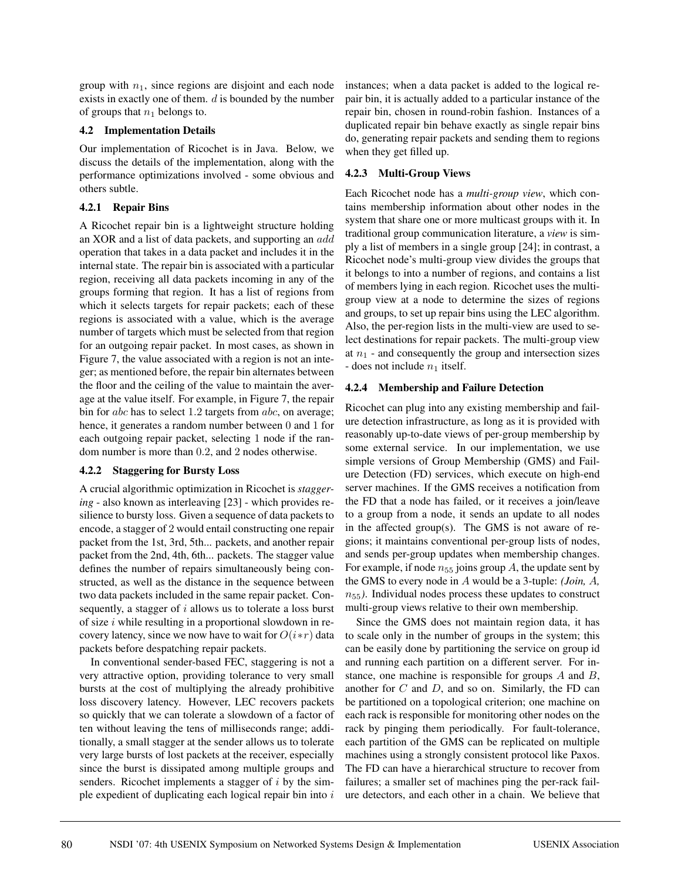group with $n_1$, since regions are disjoint and each node exists in exactly one of them. $d$ is bounded by the number of groups that $n_1$ belongs to.

### 4.2 Implementation Details

Our implementation of Ricochet is in Java. Below, we discuss the details of the implementation, along with the performance optimizations involved - some obvious and others subtle.

#### 4.2.1 Repair Bins

A Ricochet repair bin is a lightweight structure holding an XOR and a list of data packets, and supporting an $add$ operation that takes in a data packet and includes it in the internal state. The repair bin is associated with a particular region, receiving all data packets incoming in any of the groups forming that region. It has a list of regions from which it selects targets for repair packets; each of these regions is associated with a value, which is the average number of targets which must be selected from that region for an outgoing repair packet. In most cases, as shown in Figure 7, the value associated with a region is not an integer; as mentioned before, the repair bin alternates between the floor and the ceiling of the value to maintain the average at the value itself. For example, in Figure 7, the repair bin for $abc$ has to select $1.2$ targets from $abc$, on average; hence, it generates a random number between $0$ and $1$ for each outgoing repair packet, selecting $1$ node if the random number is more than $0.2$, and $2$ nodes otherwise.

#### 4.2.2 Staggering for Bursty Loss

A crucial algorithmic optimization in Ricochet is *staggering* - also known as interleaving [23] - which provides resilience to bursty loss. Given a sequence of data packets to encode, a stagger of 2 would entail constructing one repair packet from the 1st, 3rd, 5th... packets, and another repair packet from the 2nd, 4th, 6th... packets. The stagger value defines the number of repairs simultaneously being constructed, as well as the distance in the sequence between two data packets included in the same repair packet. Consequently, a stagger of $i$ allows us to tolerate a loss burst of size $i$ while resulting in a proportional slowdown in recovery latency, since we now have to wait for $O(i*r)$ data packets before despatching repair packets.

In conventional sender-based FEC, staggering is not a very attractive option, providing tolerance to very small bursts at the cost of multiplying the already prohibitive loss discovery latency. However, LEC recovers packets so quickly that we can tolerate a slowdown of a factor of ten without leaving the tens of milliseconds range; additionally, a small stagger at the sender allows us to tolerate very large bursts of lost packets at the receiver, especially since the burst is dissipated among multiple groups and senders. Ricochet implements a stagger of $i$ by the simple expedient of duplicating each logical repair bin into $i$ instances; when a data packet is added to the logical repair bin, it is actually added to a particular instance of the repair bin, chosen in round-robin fashion. Instances of a duplicated repair bin behave exactly as single repair bins do, generating repair packets and sending them to regions when they get filled up.

#### 4.2.3 Multi-Group Views

Each Ricochet node has a *multi-group view*, which contains membership information about other nodes in the system that share one or more multicast groups with it. In traditional group communication literature, a *view* is simply a list of members in a single group [24]; in contrast, a Ricochet node's multi-group view divides the groups that it belongs to into a number of regions, and contains a list of members lying in each region. Ricochet uses the multi-group view at a node to determine the sizes of regions and groups, to set up repair bins using the LEC algorithm. Also, the per-region lists in the multi-view are used to select destinations for repair packets. The multi-group view at $n_1$ - and consequently the group and intersection sizes - does not include $n_1$ itself.

#### 4.2.4 Membership and Failure Detection

Ricochet can plug into any existing membership and failure detection infrastructure, as long as it is provided with reasonably up-to-date views of per-group membership by some external service. In our implementation, we use simple versions of Group Membership (GMS) and Failure Detection (FD) services, which execute on high-end server machines. If the GMS receives a notification from the FD that a node has failed, or it receives a join/leave to a group from a node, it sends an update to all nodes in the affected group(s). The GMS is not aware of regions; it maintains conventional per-group lists of nodes, and sends per-group updates when membership changes. For example, if node $n_{55}$ joins group $A$, the update sent by the GMS to every node in $A$ would be a 3-tuple: *(Join, A,* $n_{55}$*)*. Individual nodes process these updates to construct multi-group views relative to their own membership.

Since the GMS does not maintain region data, it has to scale only in the number of groups in the system; this can be easily done by partitioning the service on group id and running each partition on a different server. For instance, one machine is responsible for groups $A$ and $B$, another for $C$ and $D$, and so on. Similarly, the FD can be partitioned on a topological criterion; one machine on each rack is responsible for monitoring other nodes on the rack by pinging them periodically. For fault-tolerance, each partition of the GMS can be replicated on multiple machines using a strongly consistent protocol like Paxos. The FD can have a hierarchical structure to recover from failures; a smaller set of machines ping the per-rack failure detectors, and each other in a chain. We believe that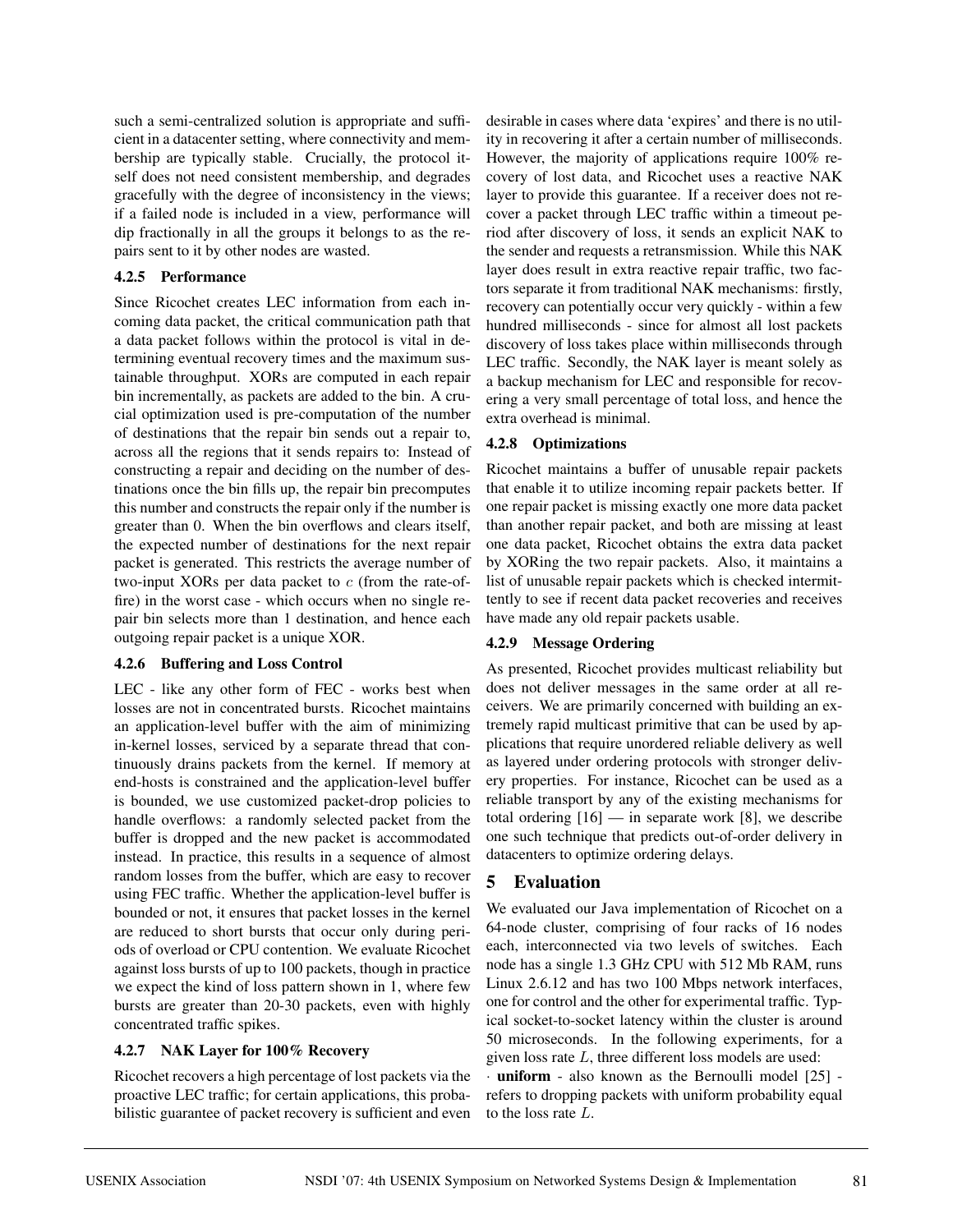such a semi-centralized solution is appropriate and sufficient in a datacenter setting, where connectivity and membership are typically stable. Crucially, the protocol itself does not need consistent membership, and degrades gracefully with the degree of inconsistency in the views; if a failed node is included in a view, performance will dip fractionally in all the groups it belongs to as the repairs sent to it by other nodes are wasted.

#### 4.2.5 Performance

Since Ricochet creates LEC information from each incoming data packet, the critical communication path that a data packet follows within the protocol is vital in determining eventual recovery times and the maximum sustainable throughput. XORs are computed in each repair bin incrementally, as packets are added to the bin. A crucial optimization used is pre-computation of the number of destinations that the repair bin sends out a repair to, across all the regions that it sends repairs to: Instead of constructing a repair and deciding on the number of destinations once the bin fills up, the repair bin precomputes this number and constructs the repair only if the number is greater than 0. When the bin overflows and clears itself, the expected number of destinations for the next repair packet is generated. This restricts the average number of two-input XORs per data packet to $c$ (from the rate-of-fire) in the worst case - which occurs when no single repair bin selects more than 1 destination, and hence each outgoing repair packet is a unique XOR.

#### 4.2.6 Buffering and Loss Control

LEC - like any other form of FEC - works best when losses are not in concentrated bursts. Ricochet maintains an application-level buffer with the aim of minimizing in-kernel losses, serviced by a separate thread that continuously drains packets from the kernel. If memory at end-hosts is constrained and the application-level buffer is bounded, we use customized packet-drop policies to handle overflows: a randomly selected packet from the buffer is dropped and the new packet is accommodated instead. In practice, this results in a sequence of almost random losses from the buffer, which are easy to recover using FEC traffic. Whether the application-level buffer is bounded or not, it ensures that packet losses in the kernel are reduced to short bursts that occur only during periods of overload or CPU contention. We evaluate Ricochet against loss bursts of up to 100 packets, though in practice we expect the kind of loss pattern shown in 1, where few bursts are greater than 20-30 packets, even with highly concentrated traffic spikes.

#### 4.2.7 NAK Layer for 100% Recovery

Ricochet recovers a high percentage of lost packets via the proactive LEC traffic; for certain applications, this probabilistic guarantee of packet recovery is sufficient and even desirable in cases where data 'expires' and there is no utility in recovering it after a certain number of milliseconds. However, the majority of applications require 100% recovery of lost data, and Ricochet uses a reactive NAK layer to provide this guarantee. If a receiver does not recover a packet through LEC traffic within a timeout period after discovery of loss, it sends an explicit NAK to the sender and requests a retransmission. While this NAK layer does result in extra reactive repair traffic, two factors separate it from traditional NAK mechanisms: firstly, recovery can potentially occur very quickly - within a few hundred milliseconds - since for almost all lost packets discovery of loss takes place within milliseconds through LEC traffic. Secondly, the NAK layer is meant solely as a backup mechanism for LEC and responsible for recovering a very small percentage of total loss, and hence the extra overhead is minimal.

#### 4.2.8 Optimizations

Ricochet maintains a buffer of unusable repair packets that enable it to utilize incoming repair packets better. If one repair packet is missing exactly one more data packet than another repair packet, and both are missing at least one data packet, Ricochet obtains the extra data packet by XORing the two repair packets. Also, it maintains a list of unusable repair packets which is checked intermittently to see if recent data packet recoveries and receives have made any old repair packets usable.

#### 4.2.9 Message Ordering

As presented, Ricochet provides multicast reliability but does not deliver messages in the same order at all receivers. We are primarily concerned with building an extremely rapid multicast primitive that can be used by applications that require unordered reliable delivery as well as layered under ordering protocols with stronger delivery properties. For instance, Ricochet can be used as a reliable transport by any of the existing mechanisms for total ordering [16] — in separate work [8], we describe one such technique that predicts out-of-order delivery in datacenters to optimize ordering delays.

## 5 Evaluation

We evaluated our Java implementation of Ricochet on a 64-node cluster, comprising of four racks of 16 nodes each, interconnected via two levels of switches. Each node has a single 1.3 GHz CPU with 512 Mb RAM, runs Linux 2.6.12 and has two 100 Mbps network interfaces, one for control and the other for experimental traffic. Typical socket-to-socket latency within the cluster is around 50 microseconds. In the following experiments, for a given loss rate $L$, three different loss models are used:

· **uniform** - also known as the Bernoulli model [25] - refers to dropping packets with uniform probability equal to the loss rate $L$.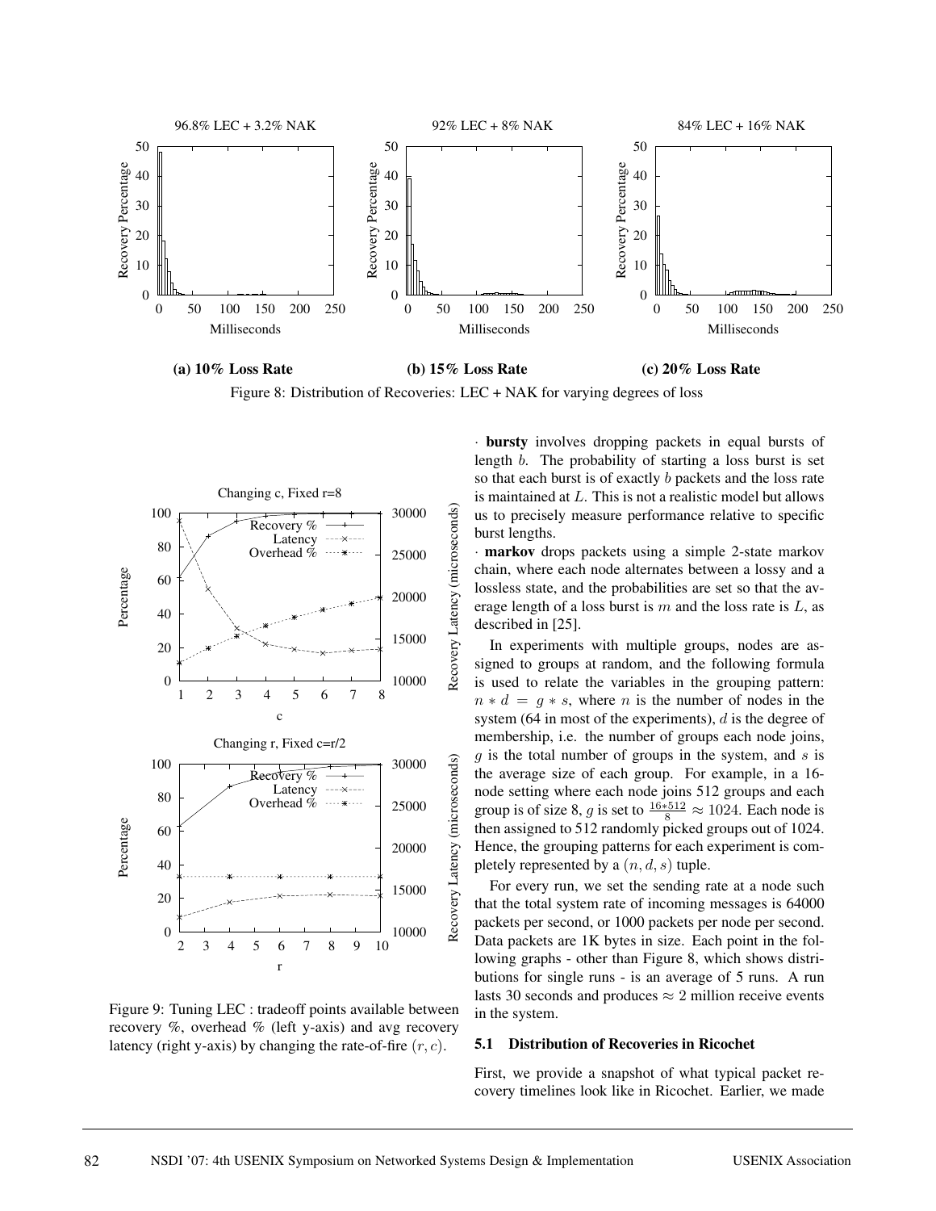Figure 8: Distribution of Recoveries: LEC + NAK for varying degrees of loss

(a) 10% Loss Rate — 96.8% LEC + 3.2% NAK

(b) 15% Loss Rate — 92% LEC + 8% NAK

(c) 20% Loss Rate — 84% LEC + 16% NAK

Figure 9: Tuning LEC : tradeoff points available between recovery %, overhead % (left y-axis) and avg recovery latency (right y-axis) by changing the rate-of-fire $(r, c)$.

· **bursty** involves dropping packets in equal bursts of length $b$. The probability of starting a loss burst is set so that each burst is of exactly $b$ packets and the loss rate is maintained at $L$. This is not a realistic model but allows us to precisely measure performance relative to specific burst lengths.

· **markov** drops packets using a simple 2-state markov chain, where each node alternates between a lossy and a lossless state, and the probabilities are set so that the average length of a loss burst is $m$ and the loss rate is $L$, as described in [25].

In experiments with multiple groups, nodes are assigned to groups at random, and the following formula is used to relate the variables in the grouping pattern: $n * d = g * s$, where $n$ is the number of nodes in the system (64 in most of the experiments), $d$ is the degree of membership, i.e. the number of groups each node joins, $g$ is the total number of groups in the system, and $s$ is the average size of each group. For example, in a 16-node setting where each node joins 512 groups and each group is of size 8, $g$ is set to $\frac{16*512}{8} \approx 1024$. Each node is then assigned to 512 randomly picked groups out of 1024. Hence, the grouping patterns for each experiment is completely represented by a $(n, d, s)$ tuple.

For every run, we set the sending rate at a node such that the total system rate of incoming messages is 64000 packets per second, or 1000 packets per node per second. Data packets are 1K bytes in size. Each point in the following graphs - other than Figure 8, which shows distributions for single runs - is an average of 5 runs. A run lasts 30 seconds and produces $\approx$ 2 million receive events in the system.

### 5.1 Distribution of Recoveries in Ricochet

First, we provide a snapshot of what typical packet recovery timelines look like in Ricochet. Earlier, we made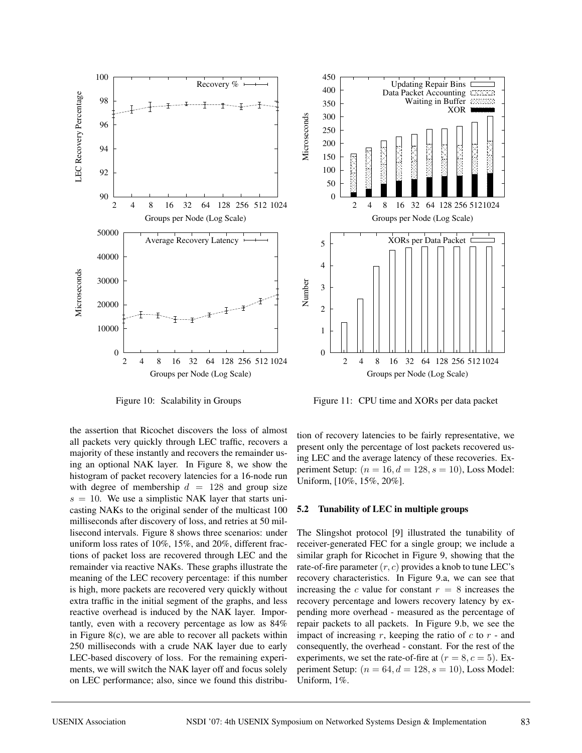Figure 10: Scalability in Groups

Figure 11: CPU time and XORs per data packet

the assertion that Ricochet discovers the loss of almost all packets very quickly through LEC traffic, recovers a majority of these instantly and recovers the remainder using an optional NAK layer. In Figure 8, we show the histogram of packet recovery latencies for a 16-node run with degree of membership $d = 128$ and group size $s = 10$. We use a simplistic NAK layer that starts unicasting NAKs to the original sender of the multicast 100 milliseconds after discovery of loss, and retries at 50 millisecond intervals. Figure 8 shows three scenarios: under uniform loss rates of 10%, 15%, and 20%, different fractions of packet loss are recovered through LEC and the remainder via reactive NAKs. These graphs illustrate the meaning of the LEC recovery percentage: if this number is high, more packets are recovered very quickly without extra traffic in the initial segment of the graphs, and less reactive overhead is induced by the NAK layer. Importantly, even with a recovery percentage as low as 84% in Figure 8(c), we are able to recover all packets within 250 milliseconds with a crude NAK layer due to early LEC-based discovery of loss. For the remaining experiments, we will switch the NAK layer off and focus solely on LEC performance; also, since we found this distribution of recovery latencies to be fairly representative, we present only the percentage of lost packets recovered using LEC and the average latency of these recoveries. Experiment Setup: $(n = 16, d = 128, s = 10)$, Loss Model: Uniform, [10%, 15%, 20%].

### 5.2 Tunability of LEC in multiple groups

The Slingshot protocol [9] illustrated the tunability of receiver-generated FEC for a single group; we include a similar graph for Ricochet in Figure 9, showing that the rate-of-fire parameter $(r, c)$ provides a knob to tune LEC's recovery characteristics. In Figure 9.a, we can see that increasing the $c$ value for constant $r = 8$ increases the recovery percentage and lowers recovery latency by expending more overhead - measured as the percentage of repair packets to all packets. In Figure 9.b, we see the impact of increasing $r$, keeping the ratio of $c$ to $r$ - and consequently, the overhead - constant. For the rest of the experiments, we set the rate-of-fire at $(r = 8, c = 5)$. Experiment Setup: $(n = 64, d = 128, s = 10)$, Loss Model: Uniform, 1%.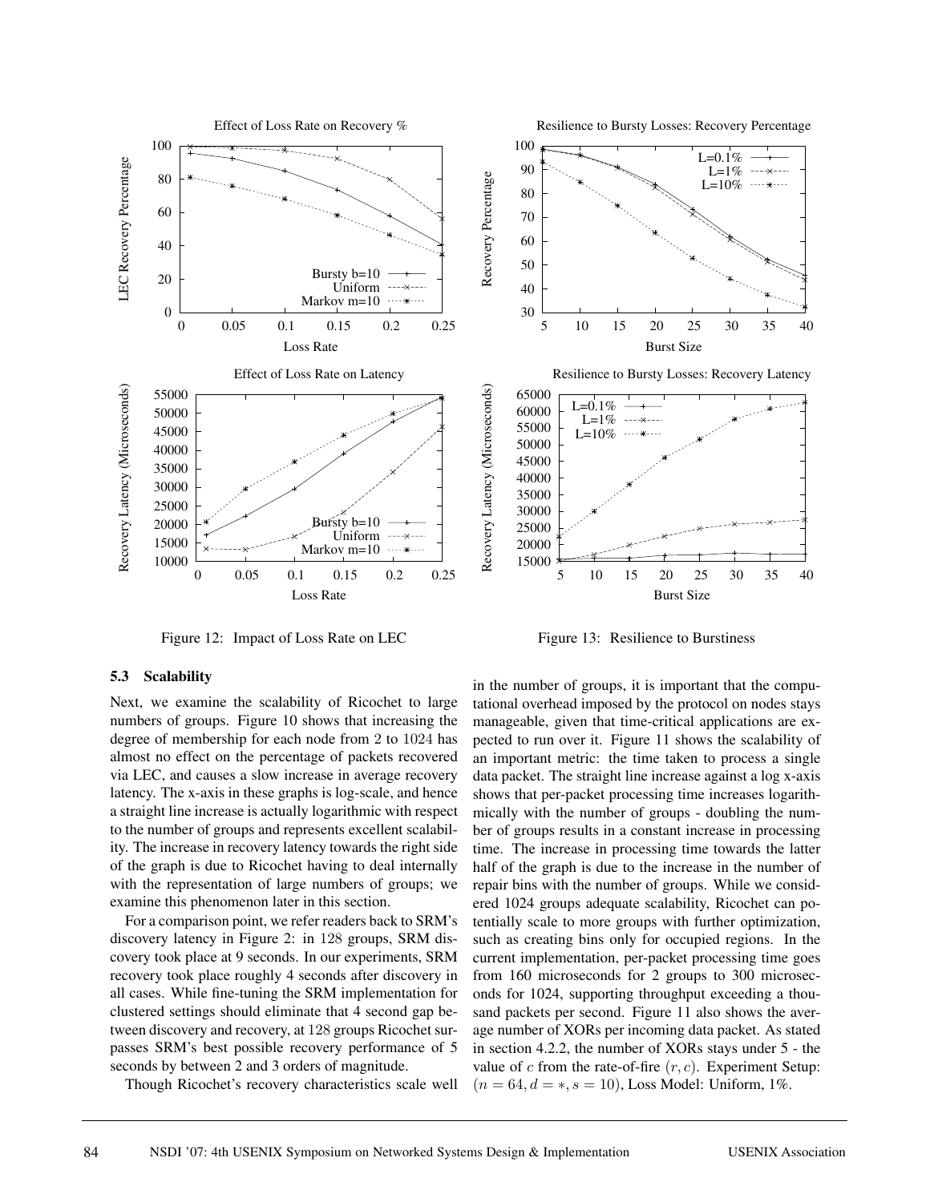Figure 12: Impact of Loss Rate on LEC

Figure 13: Resilience to Burstiness

### 5.3 Scalability

Next, we examine the scalability of Ricochet to large numbers of groups. Figure 10 shows that increasing the degree of membership for each node from 2 to 1024 has almost no effect on the percentage of packets recovered via LEC, and causes a slow increase in average recovery latency. The x-axis in these graphs is log-scale, and hence a straight line increase is actually logarithmic with respect to the number of groups and represents excellent scalability. The increase in recovery latency towards the right side of the graph is due to Ricochet having to deal internally with the representation of large numbers of groups; we examine this phenomenon later in this section.

For a comparison point, we refer readers back to SRM's discovery latency in Figure 2: in 128 groups, SRM discovery took place at 9 seconds. In our experiments, SRM recovery took place roughly 4 seconds after discovery in all cases. While fine-tuning the SRM implementation for clustered settings should eliminate that 4 second gap between discovery and recovery, at 128 groups Ricochet surpasses SRM's best possible recovery performance of 5 seconds by between 2 and 3 orders of magnitude.

Though Ricochet's recovery characteristics scale well in the number of groups, it is important that the computational overhead imposed by the protocol on nodes stays manageable, given that time-critical applications are expected to run over it. Figure 11 shows the scalability of an important metric: the time taken to process a single data packet. The straight line increase against a log x-axis shows that per-packet processing time increases logarithmically with the number of groups - doubling the number of groups results in a constant increase in processing time. The increase in processing time towards the latter half of the graph is due to the increase in the number of repair bins with the number of groups. While we considered 1024 groups adequate scalability, Ricochet can potentially scale to more groups with further optimization, such as creating bins only for occupied regions. In the current implementation, per-packet processing time goes from 160 microseconds for 2 groups to 300 microseconds for 1024, supporting throughput exceeding a thousand packets per second. Figure 11 also shows the average number of XORs per incoming data packet. As stated in section 4.2.2, the number of XORs stays under 5 - the value of $c$ from the rate-of-fire $(r, c)$. Experiment Setup: $(n = 64, d = *, s = 10)$, Loss Model: Uniform, 1%.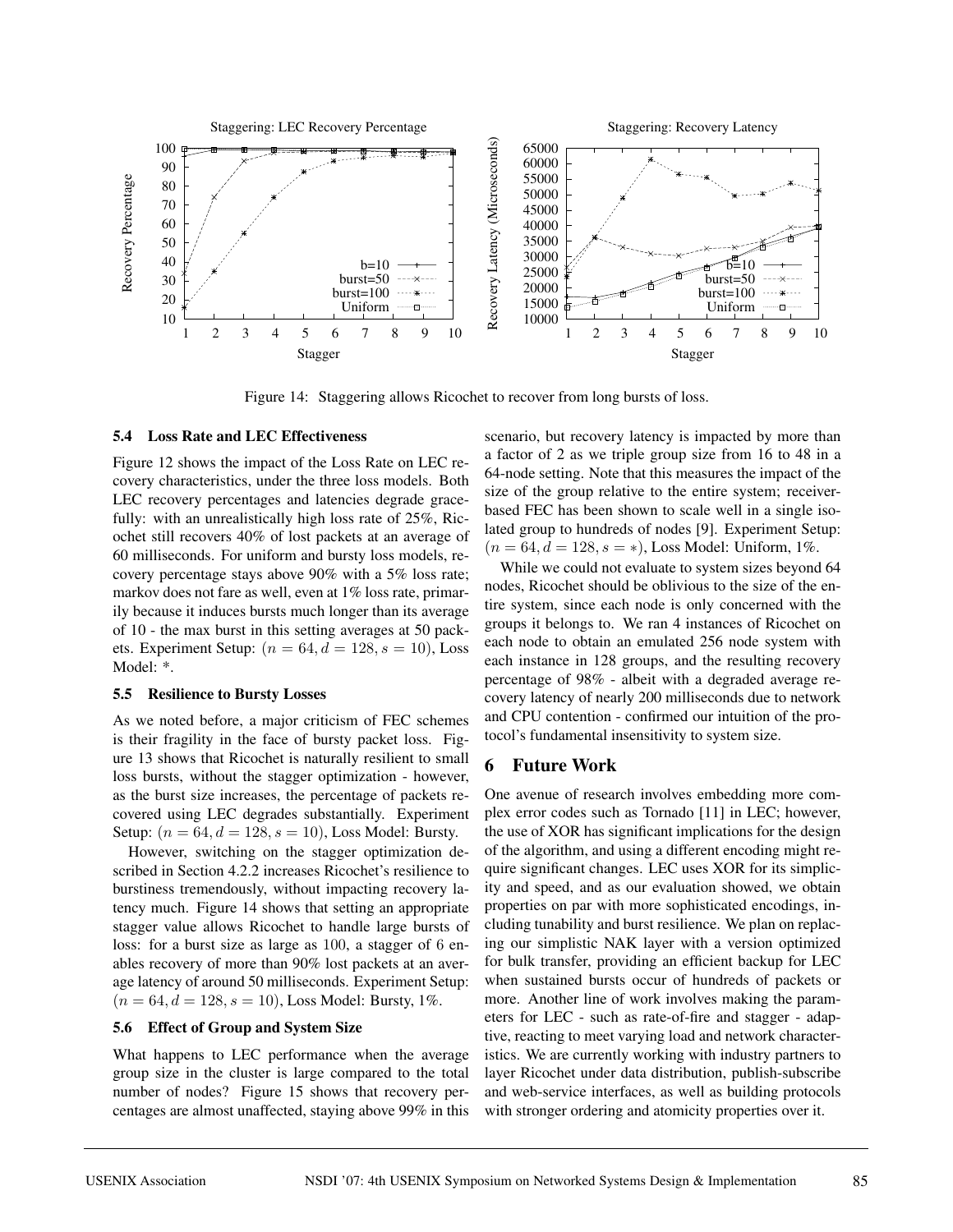Figure 14: Staggering allows Ricochet to recover from long bursts of loss.

### 5.4 Loss Rate and LEC Effectiveness

Figure 12 shows the impact of the Loss Rate on LEC recovery characteristics, under the three loss models. Both LEC recovery percentages and latencies degrade gracefully: with an unrealistically high loss rate of 25%, Ricochet still recovers 40% of lost packets at an average of 60 milliseconds. For uniform and bursty loss models, recovery percentage stays above 90% with a 5% loss rate; markov does not fare as well, even at 1% loss rate, primarily because it induces bursts much longer than its average of 10 - the max burst in this setting averages at 50 packets. Experiment Setup: $(n = 64, d = 128, s = 10)$, Loss Model: *.

### 5.5 Resilience to Bursty Losses

As we noted before, a major criticism of FEC schemes is their fragility in the face of bursty packet loss. Figure 13 shows that Ricochet is naturally resilient to small loss bursts, without the stagger optimization - however, as the burst size increases, the percentage of packets recovered using LEC degrades substantially. Experiment Setup: $(n = 64, d = 128, s = 10)$, Loss Model: Bursty.

However, switching on the stagger optimization described in Section 4.2.2 increases Ricochet's resilience to burstiness tremendously, without impacting recovery latency much. Figure 14 shows that setting an appropriate stagger value allows Ricochet to handle large bursts of loss: for a burst size as large as 100, a stagger of 6 enables recovery of more than 90% lost packets at an average latency of around 50 milliseconds. Experiment Setup: $(n = 64, d = 128, s = 10)$, Loss Model: Bursty, 1%.

### 5.6 Effect of Group and System Size

What happens to LEC performance when the average group size in the cluster is large compared to the total number of nodes? Figure 15 shows that recovery percentages are almost unaffected, staying above 99% in this scenario, but recovery latency is impacted by more than a factor of 2 as we triple group size from 16 to 48 in a 64-node setting. Note that this measures the impact of the size of the group relative to the entire system; receiver-based FEC has been shown to scale well in a single isolated group to hundreds of nodes [9]. Experiment Setup: $(n = 64, d = 128, s = *)$, Loss Model: Uniform, 1%.

While we could not evaluate to system sizes beyond 64 nodes, Ricochet should be oblivious to the size of the entire system, since each node is only concerned with the groups it belongs to. We ran 4 instances of Ricochet on each node to obtain an emulated 256 node system with each instance in 128 groups, and the resulting recovery percentage of 98% - albeit with a degraded average recovery latency of nearly 200 milliseconds due to network and CPU contention - confirmed our intuition of the protocol's fundamental insensitivity to system size.

## 6 Future Work

One avenue of research involves embedding more complex error codes such as Tornado [11] in LEC; however, the use of XOR has significant implications for the design of the algorithm, and using a different encoding might require significant changes. LEC uses XOR for its simplicity and speed, and as our evaluation showed, we obtain properties on par with more sophisticated encodings, including tunability and burst resilience. We plan on replacing our simplistic NAK layer with a version optimized for bulk transfer, providing an efficient backup for LEC when sustained bursts occur of hundreds of packets or more. Another line of work involves making the parameters for LEC - such as rate-of-fire and stagger - adaptive, reacting to meet varying load and network characteristics. We are currently working with industry partners to layer Ricochet under data distribution, publish-subscribe and web-service interfaces, as well as building protocols with stronger ordering and atomicity properties over it.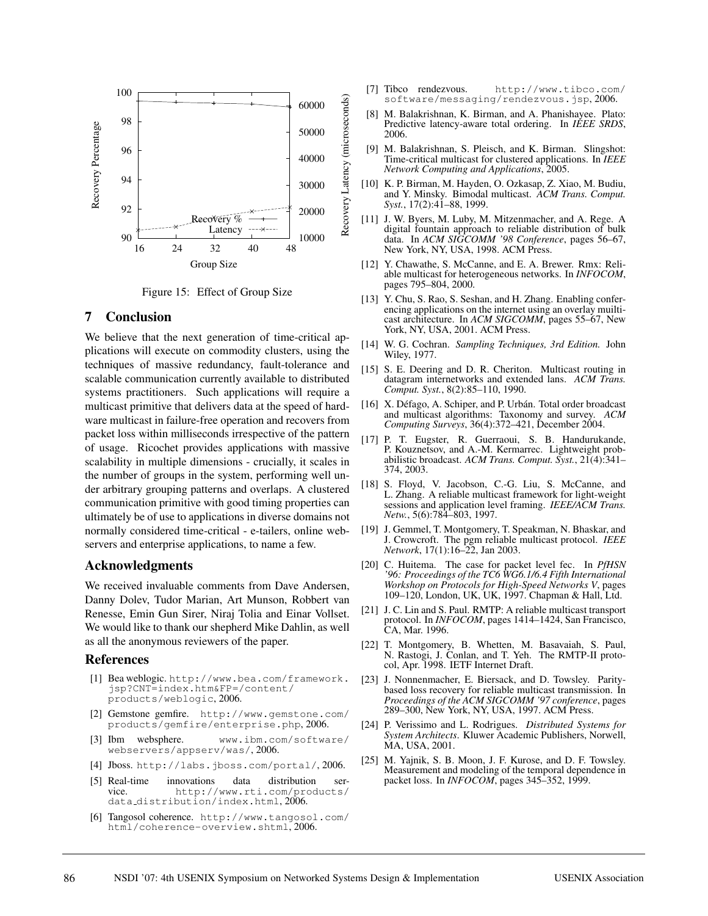100
98
96
94
92
90
Recovery Percentage
60000
50000
40000
30000
20000
10000
Recovery Latency (microseconds)
Recovery %
Latency
16
24
32
40
48
Group Size

Figure 15: Effect of Group Size

## 7 Conclusion

We believe that the next generation of time-critical applications will execute on commodity clusters, using the techniques of massive redundancy, fault-tolerance and scalable communication currently available to distributed systems practitioners. Such applications will require a multicast primitive that delivers data at the speed of hardware multicast in failure-free operation and recovers from packet loss within milliseconds irrespective of the pattern of usage. Ricochet provides applications with massive scalability in multiple dimensions - crucially, it scales in the number of groups in the system, performing well under arbitrary grouping patterns and overlaps. A clustered communication primitive with good timing properties can ultimately be of use to applications in diverse domains not normally considered time-critical - e-tailers, online webservers and enterprise applications, to name a few.

## Acknowledgments

We received invaluable comments from Dave Andersen, Danny Dolev, Tudor Marian, Art Munson, Robbert van Renesse, Emin Gun Sirer, Niraj Tolia and Einar Vollset. We would like to thank our shepherd Mike Dahlin, as well as all the anonymous reviewers of the paper.

## References

[1] Bea weblogic. http://www.bea.com/framework.jsp?CNT=index.htm&FP=/content/products/weblogic, 2006.

[2] Gemstone gemfire. http://www.gemstone.com/products/gemfire/enterprise.php, 2006.

[3] Ibm websphere. www.ibm.com/software/webservers/appserv/was/, 2006.

[4] Jboss. http://labs.jboss.com/portal/, 2006.

[5] Real-time innovations data distribution service. http://www.rti.com/products/data_distribution/index.html, 2006.

[6] Tangosol coherence. http://www.tangosol.com/html/coherence-overview.shtml, 2006.

[7] Tibco rendezvous. http://www.tibco.com/software/messaging/rendezvous.jsp, 2006.

[8] M. Balakrishnan, K. Birman, and A. Phanishayee. Plato: Predictive latency-aware total ordering. In *IEEE SRDS*, 2006.

[9] M. Balakrishnan, S. Pleisch, and K. Birman. Slingshot: Time-critical multicast for clustered applications. In *IEEE Network Computing and Applications*, 2005.

[10] K. P. Birman, M. Hayden, O. Ozkasap, Z. Xiao, M. Budiu, and Y. Minsky. Bimodal multicast. *ACM Trans. Comput. Syst.*, 17(2):41–88, 1999.

[11] J. W. Byers, M. Luby, M. Mitzenmacher, and A. Rege. A digital fountain approach to reliable distribution of bulk data. In *ACM SIGCOMM '98 Conference*, pages 56–67, New York, NY, USA, 1998. ACM Press.

[12] Y. Chawathe, S. McCanne, and E. A. Brewer. Rmx: Reliable multicast for heterogeneous networks. In *INFOCOM*, pages 795–804, 2000.

[13] Y. Chu, S. Rao, S. Seshan, and H. Zhang. Enabling conferencing applications on the internet using an overlay muilticast architecture. In *ACM SIGCOMM*, pages 55–67, New York, NY, USA, 2001. ACM Press.

[14] W. G. Cochran. *Sampling Techniques, 3rd Edition.* John Wiley, 1977.

[15] S. E. Deering and D. R. Cheriton. Multicast routing in datagram internetworks and extended lans. *ACM Trans. Comput. Syst.*, 8(2):85–110, 1990.

[16] X. Défago, A. Schiper, and P. Urbán. Total order broadcast and multicast algorithms: Taxonomy and survey. *ACM Computing Surveys*, 36(4):372–421, December 2004.

[17] P. T. Eugster, R. Guerraoui, S. B. Handurukande, P. Kouznetsov, and A.-M. Kermarrec. Lightweight probabilistic broadcast. *ACM Trans. Comput. Syst.*, 21(4):341–374, 2003.

[18] S. Floyd, V. Jacobson, C.-G. Liu, S. McCanne, and L. Zhang. A reliable multicast framework for light-weight sessions and application level framing. *IEEE/ACM Trans. Netw.*, 5(6):784–803, 1997.

[19] J. Gemmel, T. Montgomery, T. Speakman, N. Bhaskar, and J. Crowcroft. The pgm reliable multicast protocol. *IEEE Network*, 17(1):16–22, Jan 2003.

[20] C. Huitema. The case for packet level fec. In *PfHSN '96: Proceedings of the TC6 WG6.1/6.4 Fifth International Workshop on Protocols for High-Speed Networks V*, pages 109–120, London, UK, UK, 1997. Chapman & Hall, Ltd.

[21] J. C. Lin and S. Paul. RMTP: A reliable multicast transport protocol. In *INFOCOM*, pages 1414–1424, San Francisco, CA, Mar. 1996.

[22] T. Montgomery, B. Whetten, M. Basavaiah, S. Paul, N. Rastogi, J. Conlan, and T. Yeh. The RMTP-II protocol, Apr. 1998. IETF Internet Draft.

[23] J. Nonnenmacher, E. Biersack, and D. Towsley. Parity-based loss recovery for reliable multicast transmission. In *Proceedings of the ACM SIGCOMM '97 conference*, pages 289–300, New York, NY, USA, 1997. ACM Press.

[24] P. Verissimo and L. Rodrigues. *Distributed Systems for System Architects*. Kluwer Academic Publishers, Norwell, MA, USA, 2001.

[25] M. Yajnik, S. B. Moon, J. F. Kurose, and D. F. Towsley. Measurement and modeling of the temporal dependence in packet loss. In *INFOCOM*, pages 345–352, 1999.